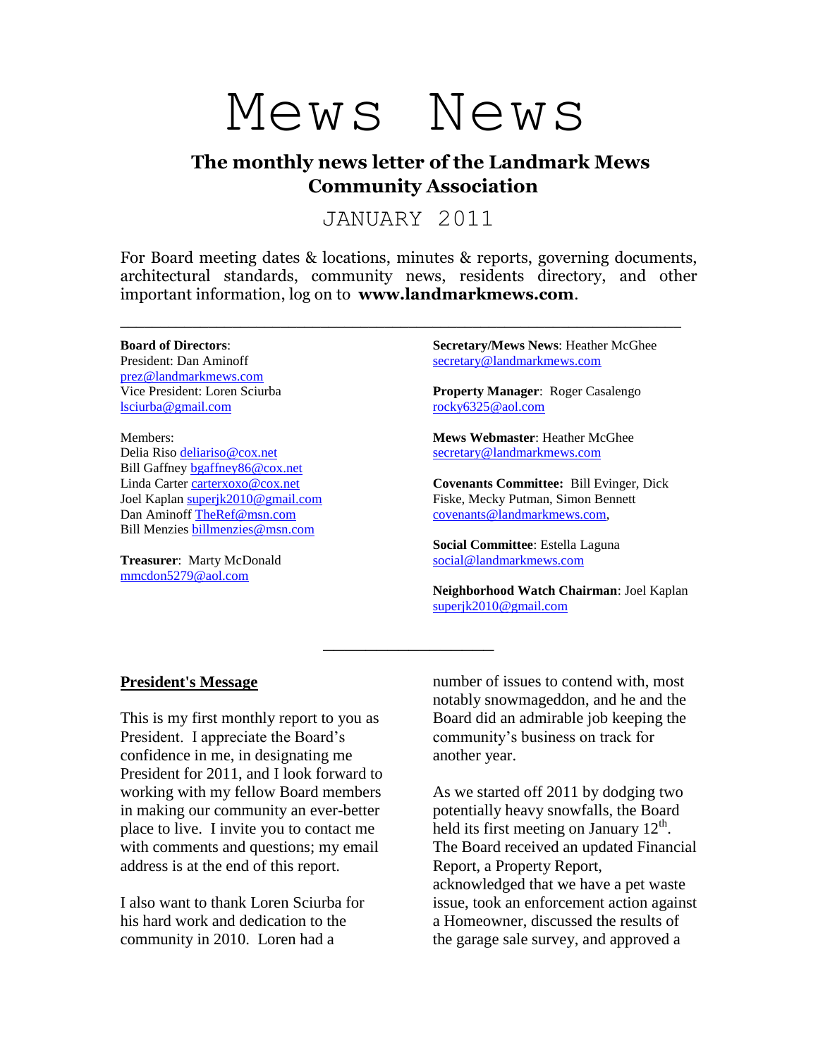# Mews News

## The monthly news letter of the Landmark Mews Community Association

JANUARY 2011

For Board meeting dates & locations, minutes & reports, governing documents, architectural standards, community news, residents directory, and other important information, log on to **www.landmarkmews.com**.

---

**Board of Directors**:
President: Dan Aminoff
prez@landmarkmews.com
Vice President: Loren Sciurba
lsciurba@gmail.com

Members:
Delia Riso deliariso@cox.net
Bill Gaffney bgaffney86@cox.net
Linda Carter carterxoxo@cox.net
Joel Kaplan superjk2010@gmail.com
Dan Aminoff TheRef@msn.com
Bill Menzies billmenzies@msn.com

**Treasurer**: Marty McDonald
mmcdon5279@aol.com

**Secretary/Mews News**: Heather McGhee
secretary@landmarkmews.com

**Property Manager**: Roger Casalengo
rocky6325@aol.com

**Mews Webmaster**: Heather McGhee
secretary@landmarkmews.com

**Covenants Committee:** Bill Evinger, Dick Fiske, Mecky Putman, Simon Bennett
covenants@landmarkmews.com,

**Social Committee**: Estella Laguna
social@landmarkmews.com

**Neighborhood Watch Chairman**: Joel Kaplan
superjk2010@gmail.com

---

## President's Message

This is my first monthly report to you as President. I appreciate the Board's confidence in me, in designating me President for 2011, and I look forward to working with my fellow Board members in making our community an ever-better place to live. I invite you to contact me with comments and questions; my email address is at the end of this report.

I also want to thank Loren Sciurba for his hard work and dedication to the community in 2010. Loren had a number of issues to contend with, most notably snowmageddon, and he and the Board did an admirable job keeping the community's business on track for another year.

As we started off 2011 by dodging two potentially heavy snowfalls, the Board held its first meeting on January 12th. The Board received an updated Financial Report, a Property Report, acknowledged that we have a pet waste issue, took an enforcement action against a Homeowner, discussed the results of the garage sale survey, and approved a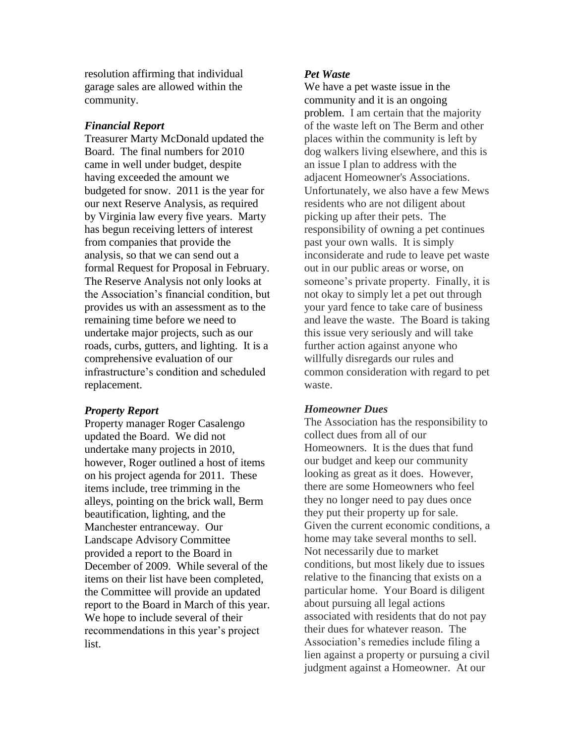resolution affirming that individual garage sales are allowed within the community.

***Financial Report***

Treasurer Marty McDonald updated the Board. The final numbers for 2010 came in well under budget, despite having exceeded the amount we budgeted for snow. 2011 is the year for our next Reserve Analysis, as required by Virginia law every five years. Marty has begun receiving letters of interest from companies that provide the analysis, so that we can send out a formal Request for Proposal in February. The Reserve Analysis not only looks at the Association's financial condition, but provides us with an assessment as to the remaining time before we need to undertake major projects, such as our roads, curbs, gutters, and lighting. It is a comprehensive evaluation of our infrastructure's condition and scheduled replacement.

***Property Report***

Property manager Roger Casalengo updated the Board. We did not undertake many projects in 2010, however, Roger outlined a host of items on his project agenda for 2011. These items include, tree trimming in the alleys, pointing on the brick wall, Berm beautification, lighting, and the Manchester entranceway. Our Landscape Advisory Committee provided a report to the Board in December of 2009. While several of the items on their list have been completed, the Committee will provide an updated report to the Board in March of this year. We hope to include several of their recommendations in this year's project list.

***Pet Waste***

We have a pet waste issue in the community and it is an ongoing problem. I am certain that the majority of the waste left on The Berm and other places within the community is left by dog walkers living elsewhere, and this is an issue I plan to address with the adjacent Homeowner's Associations. Unfortunately, we also have a few Mews residents who are not diligent about picking up after their pets. The responsibility of owning a pet continues past your own walls. It is simply inconsiderate and rude to leave pet waste out in our public areas or worse, on someone's private property. Finally, it is not okay to simply let a pet out through your yard fence to take care of business and leave the waste. The Board is taking this issue very seriously and will take further action against anyone who willfully disregards our rules and common consideration with regard to pet waste.

***Homeowner Dues***

The Association has the responsibility to collect dues from all of our Homeowners. It is the dues that fund our budget and keep our community looking as great as it does. However, there are some Homeowners who feel they no longer need to pay dues once they put their property up for sale. Given the current economic conditions, a home may take several months to sell. Not necessarily due to market conditions, but most likely due to issues relative to the financing that exists on a particular home. Your Board is diligent about pursuing all legal actions associated with residents that do not pay their dues for whatever reason. The Association's remedies include filing a lien against a property or pursuing a civil judgment against a Homeowner. At our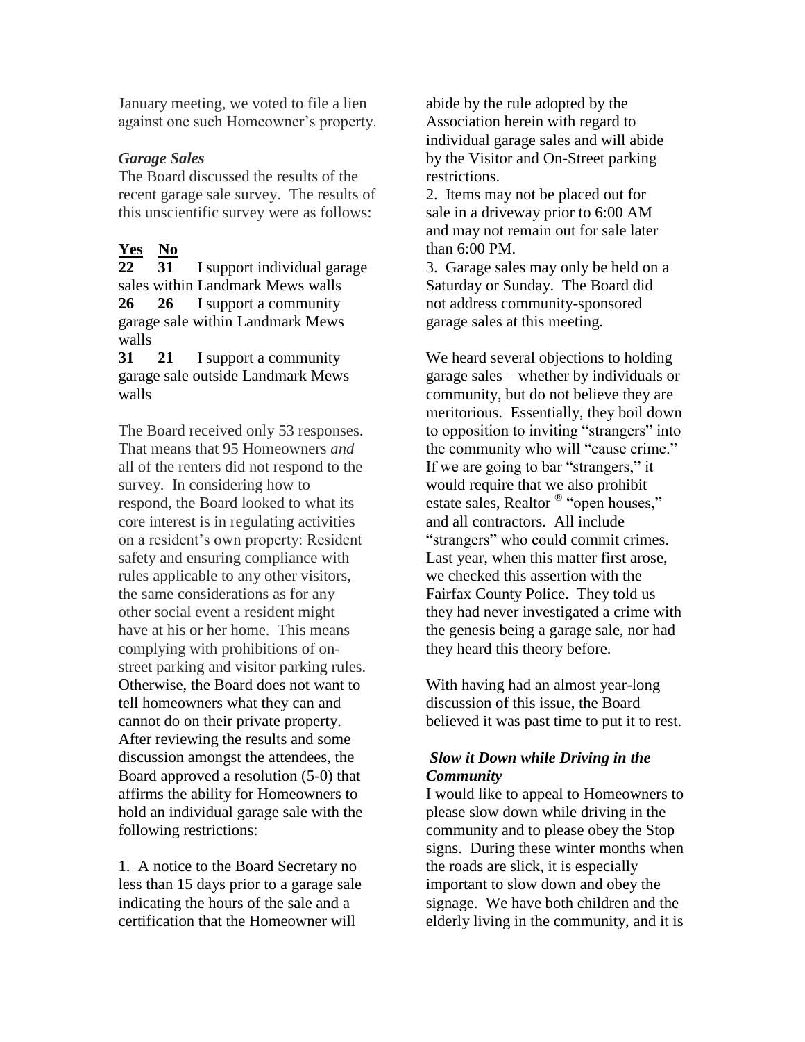January meeting, we voted to file a lien against one such Homeowner's property.

### *Garage Sales*

The Board discussed the results of the recent garage sale survey. The results of this unscientific survey were as follows:

| Yes | No | |
|---|---|---|
| **22** | **31** | I support individual garage sales within Landmark Mews walls |
| **26** | **26** | I support a community garage sale within Landmark Mews walls |
| **31** | **21** | I support a community garage sale outside Landmark Mews walls |

The Board received only 53 responses. That means that 95 Homeowners *and* all of the renters did not respond to the survey. In considering how to respond, the Board looked to what its core interest is in regulating activities on a resident's own property: Resident safety and ensuring compliance with rules applicable to any other visitors, the same considerations as for any other social event a resident might have at his or her home. This means complying with prohibitions of on-street parking and visitor parking rules. Otherwise, the Board does not want to tell homeowners what they can and cannot do on their private property. After reviewing the results and some discussion amongst the attendees, the Board approved a resolution (5-0) that affirms the ability for Homeowners to hold an individual garage sale with the following restrictions:

1. A notice to the Board Secretary no less than 15 days prior to a garage sale indicating the hours of the sale and a certification that the Homeowner will abide by the rule adopted by the Association herein with regard to individual garage sales and will abide by the Visitor and On-Street parking restrictions.
2. Items may not be placed out for sale in a driveway prior to 6:00 AM and may not remain out for sale later than 6:00 PM.
3. Garage sales may only be held on a Saturday or Sunday. The Board did not address community-sponsored garage sales at this meeting.

We heard several objections to holding garage sales – whether by individuals or community, but do not believe they are meritorious. Essentially, they boil down to opposition to inviting "strangers" into the community who will "cause crime." If we are going to bar "strangers," it would require that we also prohibit estate sales, Realtor ® "open houses," and all contractors. All include "strangers" who could commit crimes. Last year, when this matter first arose, we checked this assertion with the Fairfax County Police. They told us they had never investigated a crime with the genesis being a garage sale, nor had they heard this theory before.

With having had an almost year-long discussion of this issue, the Board believed it was past time to put it to rest.

### *Slow it Down while Driving in the Community*

I would like to appeal to Homeowners to please slow down while driving in the community and to please obey the Stop signs. During these winter months when the roads are slick, it is especially important to slow down and obey the signage. We have both children and the elderly living in the community, and it is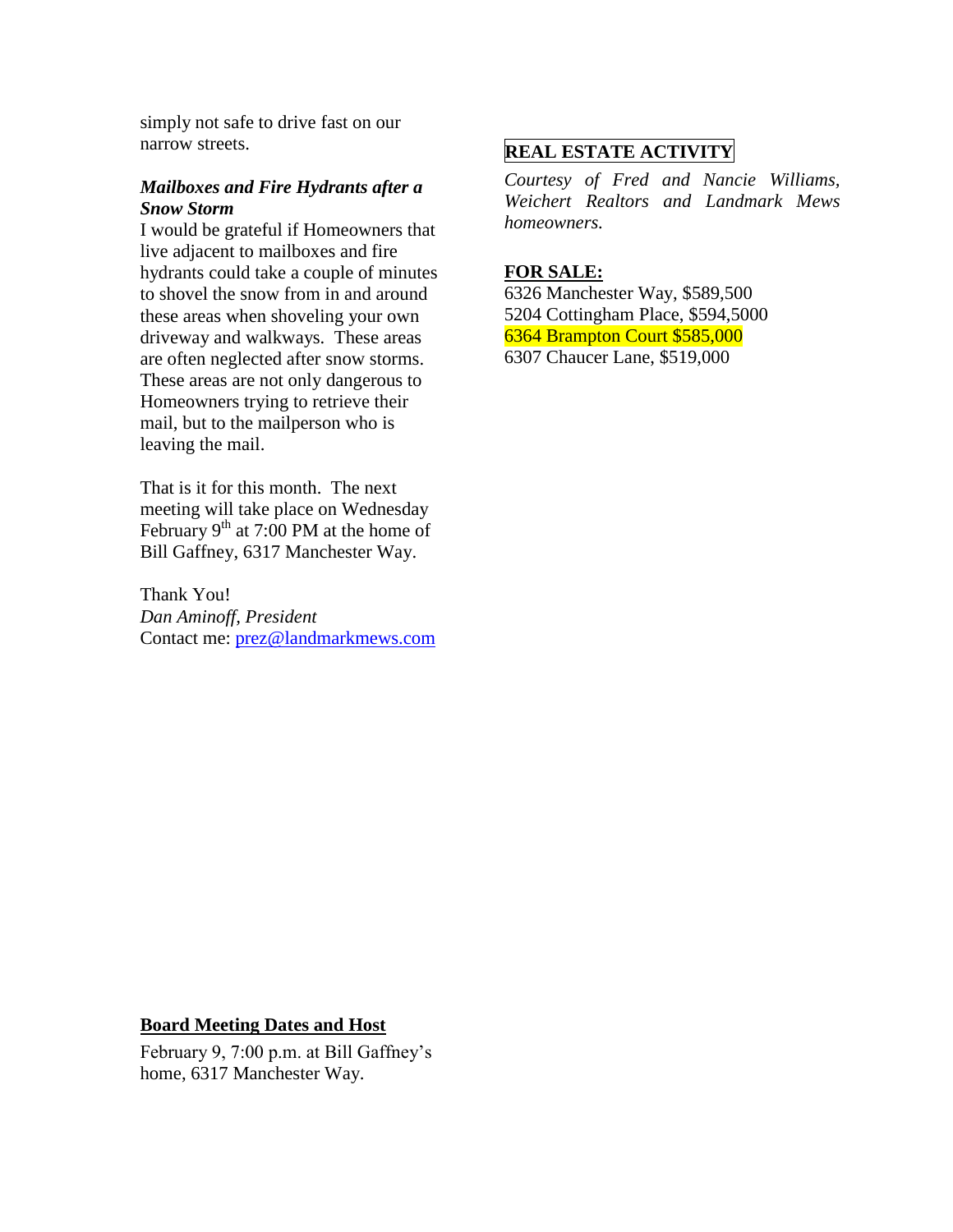simply not safe to drive fast on our narrow streets.

***Mailboxes and Fire Hydrants after a Snow Storm***

I would be grateful if Homeowners that live adjacent to mailboxes and fire hydrants could take a couple of minutes to shovel the snow from in and around these areas when shoveling your own driveway and walkways. These areas are often neglected after snow storms. These areas are not only dangerous to Homeowners trying to retrieve their mail, but to the mailperson who is leaving the mail.

That is it for this month. The next meeting will take place on Wednesday February 9th at 7:00 PM at the home of Bill Gaffney, 6317 Manchester Way.

Thank You!
*Dan Aminoff, President*
Contact me: prez@landmarkmews.com

**REAL ESTATE ACTIVITY**

*Courtesy of Fred and Nancie Williams, Weichert Realtors and Landmark Mews homeowners.*

**FOR SALE:**

6326 Manchester Way, $589,500
5204 Cottingham Place, $594,5000
6364 Brampton Court $585,000
6307 Chaucer Lane, $519,000

**Board Meeting Dates and Host**

February 9, 7:00 p.m. at Bill Gaffney's home, 6317 Manchester Way.